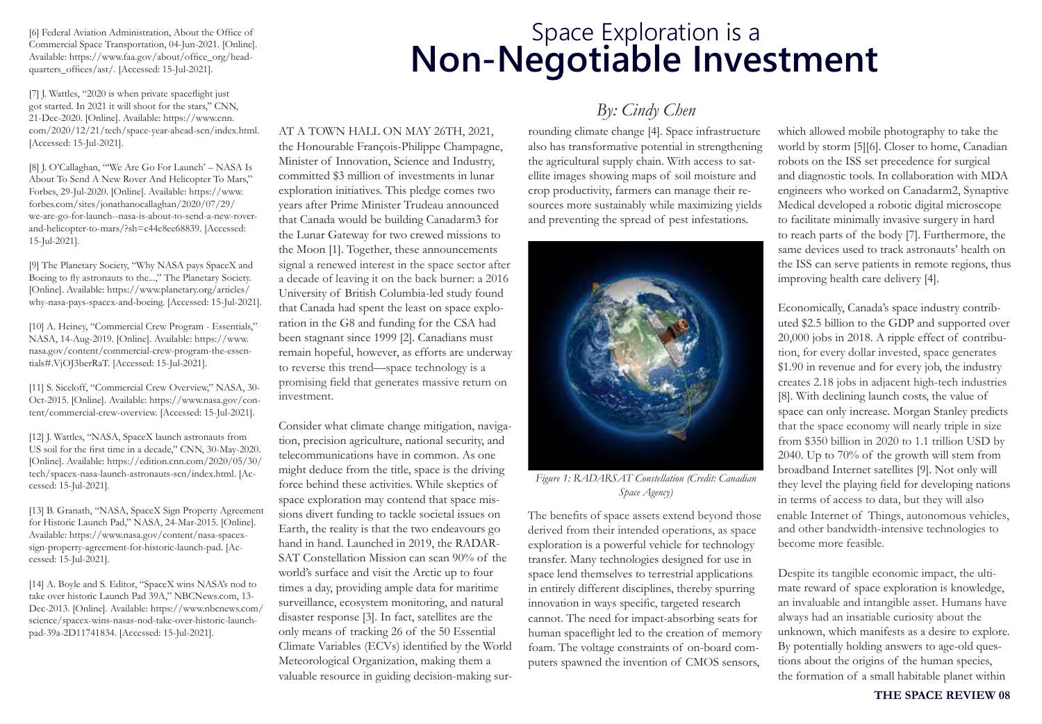[6] Federal Aviation Administration, About the Office of Commercial Space Transportation, 04-Jun-2021. [Online]. Available: https://www.faa.gov/about/office_org/headquarters_offices/ast/. [Accessed: 15-Jul-2021].

[7] J. Wattles, "2020 is when private spaceflight just got started. In 2021 it will shoot for the stars," CNN, 21-Dec-2020. [Online]. Available: https://www.cnn.com/2020/12/21/tech/space-year-ahead-scn/index.html. [Accessed: 15-Jul-2021].

[8] J. O'Callaghan, "'We Are Go For Launch' – NASA Is About To Send A New Rover And Helicopter To Mars," Forbes, 29-Jul-2020. [Online]. Available: https://www.forbes.com/sites/jonathanocallaghan/2020/07/29/we-are-go-for-launch--nasa-is-about-to-send-a-new-rover-and-helicopter-to-mars/?sh=c44e8ee68839. [Accessed: 15-Jul-2021].

[9] The Planetary Society, "Why NASA pays SpaceX and Boeing to fly astronauts to the...," The Planetary Society. [Online]. Available: https://www.planetary.org/articles/why-nasa-pays-spacex-and-boeing. [Accessed: 15-Jul-2021].

[10] A. Heiney, "Commercial Crew Program - Essentials," NASA, 14-Aug-2019. [Online]. Available: https://www.nasa.gov/content/commercial-crew-program-the-essentials#.VjOJ3berRaT. [Accessed: 15-Jul-2021].

[11] S. Siceloff, "Commercial Crew Overview," NASA, 30-Oct-2015. [Online]. Available: https://www.nasa.gov/content/commercial-crew-overview. [Accessed: 15-Jul-2021].

[12] J. Wattles, "NASA, SpaceX launch astronauts from US soil for the first time in a decade," CNN, 30-May-2020. [Online]. Available: https://edition.cnn.com/2020/05/30/tech/spacex-nasa-launch-astronauts-scn/index.html. [Accessed: 15-Jul-2021].

[13] B. Granath, "NASA, SpaceX Sign Property Agreement for Historic Launch Pad," NASA, 24-Mar-2015. [Online]. Available: https://www.nasa.gov/content/nasa-spacex-sign-property-agreement-for-historic-launch-pad. [Accessed: 15-Jul-2021].

[14] A. Boyle and S. Editor, "SpaceX wins NASA's nod to take over historic Launch Pad 39A," NBCNews.com, 13-Dec-2013. [Online]. Available: https://www.nbcnews.com/science/spacex-wins-nasas-nod-take-over-historic-launch-pad-39a-2D11741834. [Accessed: 15-Jul-2021].

# Space Exploration is a **Non-Negotiable Investment**

*By: Cindy Chen*

AT A TOWN HALL ON MAY 26TH, 2021, the Honourable François-Philippe Champagne, Minister of Innovation, Science and Industry, committed $3 million of investments in lunar exploration initiatives. This pledge comes two years after Prime Minister Trudeau announced that Canada would be building Canadarm3 for the Lunar Gateway for two crewed missions to the Moon [1]. Together, these announcements signal a renewed interest in the space sector after a decade of leaving it on the back burner: a 2016 University of British Columbia-led study found that Canada had spent the least on space exploration in the G8 and funding for the CSA had been stagnant since 1999 [2]. Canadians must remain hopeful, however, as efforts are underway to reverse this trend—space technology is a promising field that generates massive return on investment.

Consider what climate change mitigation, navigation, precision agriculture, national security, and telecommunications have in common. As one might deduce from the title, space is the driving force behind these activities. While skeptics of space exploration may contend that space missions divert funding to tackle societal issues on Earth, the reality is that the two endeavours go hand in hand. Launched in 2019, the RADARSAT Constellation Mission can scan 90% of the world's surface and visit the Arctic up to four times a day, providing ample data for maritime surveillance, ecosystem monitoring, and natural disaster response [3]. In fact, satellites are the only means of tracking 26 of the 50 Essential Climate Variables (ECVs) identified by the World Meteorological Organization, making them a valuable resource in guiding decision-making surrounding climate change [4]. Space infrastructure also has transformative potential in strengthening the agricultural supply chain. With access to satellite images showing maps of soil moisture and crop productivity, farmers can manage their resources more sustainably while maximizing yields and preventing the spread of pest infestations.

*Figure 1: RADARSAT Constellation (Credit: Canadian Space Agency)*

The benefits of space assets extend beyond those derived from their intended operations, as space exploration is a powerful vehicle for technology transfer. Many technologies designed for use in space lend themselves to terrestrial applications in entirely different disciplines, thereby spurring innovation in ways specific, targeted research cannot. The need for impact-absorbing seats for human spaceflight led to the creation of memory foam. The voltage constraints of on-board computers spawned the invention of CMOS sensors, which allowed mobile photography to take the world by storm [5][6]. Closer to home, Canadian robots on the ISS set precedence for surgical and diagnostic tools. In collaboration with MDA engineers who worked on Canadarm2, Synaptive Medical developed a robotic digital microscope to facilitate minimally invasive surgery in hard to reach parts of the body [7]. Furthermore, the same devices used to track astronauts' health on the ISS can serve patients in remote regions, thus improving health care delivery [4].

Economically, Canada's space industry contributed $2.5 billion to the GDP and supported over 20,000 jobs in 2018. A ripple effect of contribution, for every dollar invested, space generates $1.90 in revenue and for every job, the industry creates 2.18 jobs in adjacent high-tech industries [8]. With declining launch costs, the value of space can only increase. Morgan Stanley predicts that the space economy will nearly triple in size from $350 billion in 2020 to 1.1 trillion USD by 2040. Up to 70% of the growth will stem from broadband Internet satellites [9]. Not only will they level the playing field for developing nations in terms of access to data, but they will also enable Internet of Things, autonomous vehicles, and other bandwidth-intensive technologies to become more feasible.

Despite its tangible economic impact, the ultimate reward of space exploration is knowledge, an invaluable and intangible asset. Humans have always had an insatiable curiosity about the unknown, which manifests as a desire to explore. By potentially holding answers to age-old questions about the origins of the human species, the formation of a small habitable planet within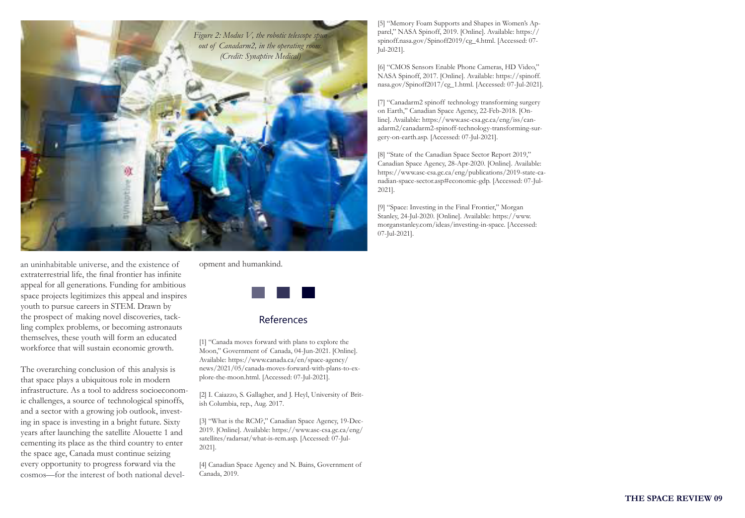Figure 2: Modus V, the robotic telescope spun out of Canadarm2, in the operating room. (Credit: Synaptive Medical)

an uninhabitable universe, and the existence of extraterrestrial life, the final frontier has infinite appeal for all generations. Funding for ambitious space projects legitimizes this appeal and inspires youth to pursue careers in STEM. Drawn by the prospect of making novel discoveries, tackling complex problems, or becoming astronauts themselves, these youth will form an educated workforce that will sustain economic growth.

The overarching conclusion of this analysis is that space plays a ubiquitous role in modern infrastructure. As a tool to address socioeconomic challenges, a source of technological spinoffs, and a sector with a growing job outlook, investing in space is investing in a bright future. Sixty years after launching the satellite Alouette 1 and cementing its place as the third country to enter the space age, Canada must continue seizing every opportunity to progress forward via the cosmos—for the interest of both national development and humankind.

## References

[1] "Canada moves forward with plans to explore the Moon," Government of Canada, 04-Jun-2021. [Online]. Available: https://www.canada.ca/en/space-agency/news/2021/05/canada-moves-forward-with-plans-to-explore-the-moon.html. [Accessed: 07-Jul-2021].

[2] I. Caiazzo, S. Gallagher, and J. Heyl, University of British Columbia, rep., Aug. 2017.

[3] "What is the RCM?," Canadian Space Agency, 19-Dec-2019. [Online]. Available: https://www.asc-csa.gc.ca/eng/satellites/radarsat/what-is-rcm.asp. [Accessed: 07-Jul-2021].

[4] Canadian Space Agency and N. Bains, Government of Canada, 2019.

[5] "Memory Foam Supports and Shapes in Women's Apparel," NASA Spinoff, 2019. [Online]. Available: https://spinoff.nasa.gov/Spinoff2019/cg_4.html. [Accessed: 07-Jul-2021].

[6] "CMOS Sensors Enable Phone Cameras, HD Video," NASA Spinoff, 2017. [Online]. Available: https://spinoff.nasa.gov/Spinoff2017/cg_1.html. [Accessed: 07-Jul-2021].

[7] "Canadarm2 spinoff technology transforming surgery on Earth," Canadian Space Agency, 22-Feb-2018. [Online]. Available: https://www.asc-csa.gc.ca/eng/iss/canadarm2/canadarm2-spinoff-technology-transforming-surgery-on-earth.asp. [Accessed: 07-Jul-2021].

[8] "State of the Canadian Space Sector Report 2019," Canadian Space Agency, 28-Apr-2020. [Online]. Available: https://www.asc-csa.gc.ca/eng/publications/2019-state-canadian-space-sector.asp#economic-gdp. [Accessed: 07-Jul-2021].

[9] "Space: Investing in the Final Frontier," Morgan Stanley, 24-Jul-2020. [Online]. Available: https://www.morganstanley.com/ideas/investing-in-space. [Accessed: 07-Jul-2021].